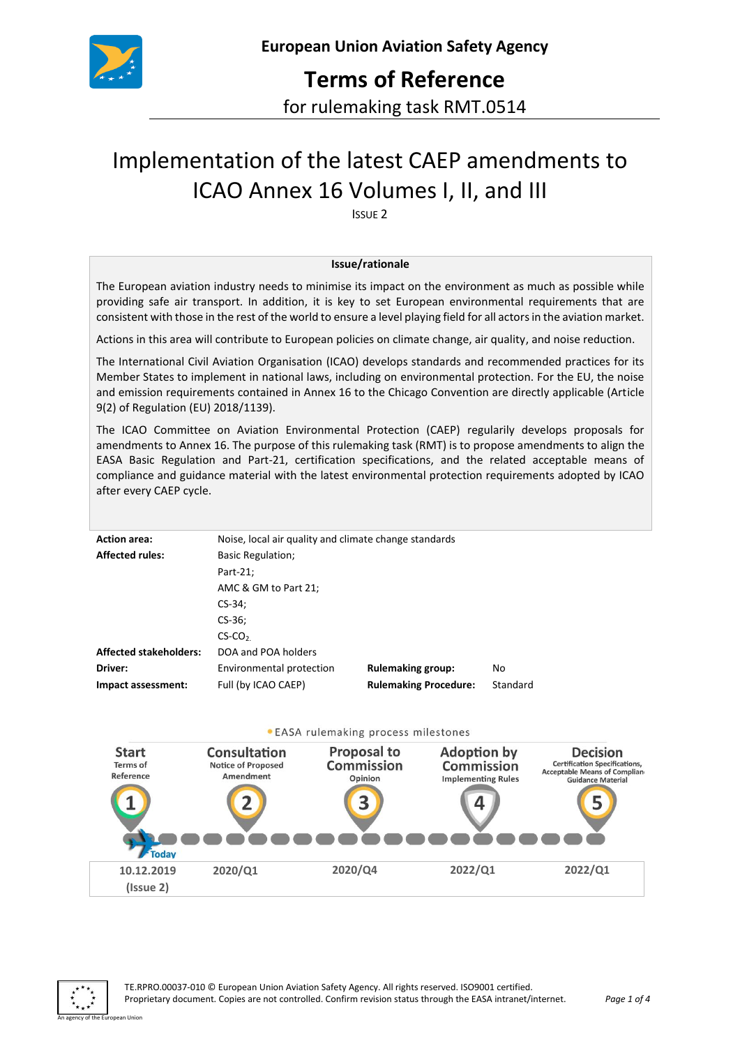European Union Aviation Safety Agency

# Terms of Reference

for rulemaking task RMT.0514

# Implementation of the latest CAEP amendments to ICAO Annex 16 Volumes I, II, and III

ISSUE 2

**Issue/rationale**

The European aviation industry needs to minimise its impact on the environment as much as possible while providing safe air transport. In addition, it is key to set European environmental requirements that are consistent with those in the rest of the world to ensure a level playing field for all actors in the aviation market.

Actions in this area will contribute to European policies on climate change, air quality, and noise reduction.

The International Civil Aviation Organisation (ICAO) develops standards and recommended practices for its Member States to implement in national laws, including on environmental protection. For the EU, the noise and emission requirements contained in Annex 16 to the Chicago Convention are directly applicable (Article 9(2) of Regulation (EU) 2018/1139).

The ICAO Committee on Aviation Environmental Protection (CAEP) regularly develops proposals for amendments to Annex 16. The purpose of this rulemaking task (RMT) is to propose amendments to align the EASA Basic Regulation and Part-21, certification specifications, and the related acceptable means of compliance and guidance material with the latest environmental protection requirements adopted by ICAO after every CAEP cycle.

| | | | |
|---|---|---|---|
| **Action area:** | Noise, local air quality and climate change standards | | |
| **Affected rules:** | Basic Regulation; | | |
| | Part-21; | | |
| | AMC & GM to Part 21; | | |
| | CS-34; | | |
| | CS-36; | | |
| | CS-$CO_2$. | | |
| **Affected stakeholders:** | DOA and POA holders | | |
| **Driver:** | Environmental protection | **Rulemaking group:** | No |
| **Impact assessment:** | Full (by ICAO CAEP) | **Rulemaking Procedure:** | Standard |

EASA rulemaking process milestones

| Start<br>Terms of Reference | Consultation<br>Notice of Proposed Amendment | Proposal to Commission<br>Opinion | Adoption by Commission<br>Implementing Rules | Decision<br>Certification Specifications, Acceptable Means of Compliance, Guidance Material |
|---|---|---|---|---|
| 1 | 2 | 3 | 4 | 5 |
| 10.12.2019<br>(Issue 2) | 2020/Q1 | 2020/Q4 | 2022/Q1 | 2022/Q1 |

TE.RPRO.00037-010 © European Union Aviation Safety Agency. All rights reserved. ISO9001 certified.
Proprietary document. Copies are not controlled. Confirm revision status through the EASA intranet/internet.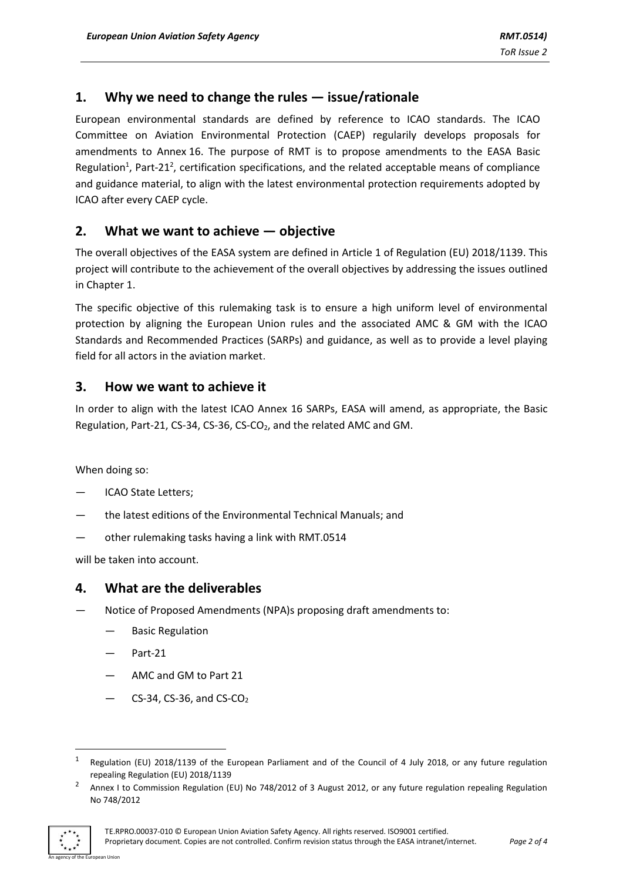## 1. Why we need to change the rules — issue/rationale

European environmental standards are defined by reference to ICAO standards. The ICAO Committee on Aviation Environmental Protection (CAEP) regularly develops proposals for amendments to Annex 16. The purpose of RMT is to propose amendments to the EASA Basic Regulation[1], Part-21[2], certification specifications, and the related acceptable means of compliance and guidance material, to align with the latest environmental protection requirements adopted by ICAO after every CAEP cycle.

## 2. What we want to achieve — objective

The overall objectives of the EASA system are defined in Article 1 of Regulation (EU) 2018/1139. This project will contribute to the achievement of the overall objectives by addressing the issues outlined in Chapter 1.

The specific objective of this rulemaking task is to ensure a high uniform level of environmental protection by aligning the European Union rules and the associated AMC & GM with the ICAO Standards and Recommended Practices (SARPs) and guidance, as well as to provide a level playing field for all actors in the aviation market.

## 3. How we want to achieve it

In order to align with the latest ICAO Annex 16 SARPs, EASA will amend, as appropriate, the Basic Regulation, Part-21, CS-34, CS-36, CS-$CO_2$, and the related AMC and GM.

When doing so:

- ICAO State Letters;
- the latest editions of the Environmental Technical Manuals; and
- other rulemaking tasks having a link with RMT.0514

will be taken into account.

## 4. What are the deliverables

- Notice of Proposed Amendments (NPA)s proposing draft amendments to:
  - Basic Regulation
  - Part-21
  - AMC and GM to Part 21
  - CS-34, CS-36, and CS-$CO_2$

---

[1] Regulation (EU) 2018/1139 of the European Parliament and of the Council of 4 July 2018, or any future regulation repealing Regulation (EU) 2018/1139

[2] Annex I to Commission Regulation (EU) No 748/2012 of 3 August 2012, or any future regulation repealing Regulation No 748/2012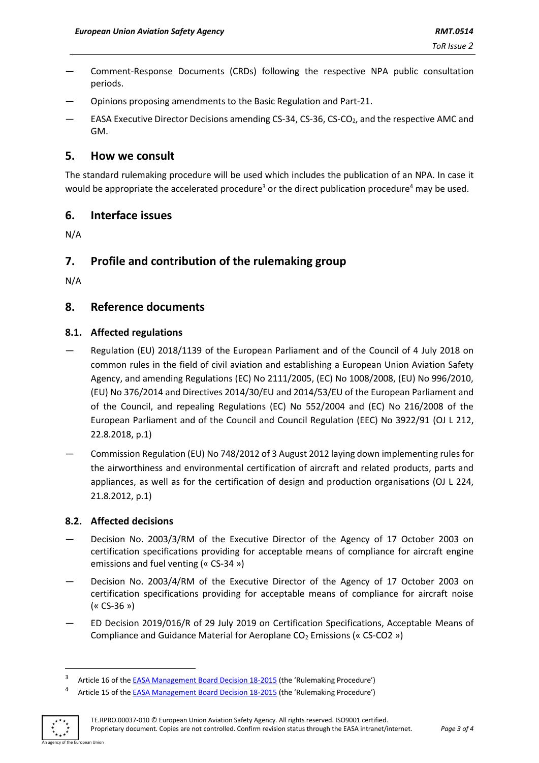- Comment-Response Documents (CRDs) following the respective NPA public consultation periods.
- Opinions proposing amendments to the Basic Regulation and Part-21.
- EASA Executive Director Decisions amending CS-34, CS-36, CS-$CO_2$, and the respective AMC and GM.

## 5. How we consult

The standard rulemaking procedure will be used which includes the publication of an NPA. In case it would be appropriate the accelerated procedure[3] or the direct publication procedure[4] may be used.

## 6. Interface issues

N/A

## 7. Profile and contribution of the rulemaking group

N/A

## 8. Reference documents

### 8.1. Affected regulations

- Regulation (EU) 2018/1139 of the European Parliament and of the Council of 4 July 2018 on common rules in the field of civil aviation and establishing a European Union Aviation Safety Agency, and amending Regulations (EC) No 2111/2005, (EC) No 1008/2008, (EU) No 996/2010, (EU) No 376/2014 and Directives 2014/30/EU and 2014/53/EU of the European Parliament and of the Council, and repealing Regulations (EC) No 552/2004 and (EC) No 216/2008 of the European Parliament and of the Council and Council Regulation (EEC) No 3922/91 (OJ L 212, 22.8.2018, p.1)
- Commission Regulation (EU) No 748/2012 of 3 August 2012 laying down implementing rules for the airworthiness and environmental certification of aircraft and related products, parts and appliances, as well as for the certification of design and production organisations (OJ L 224, 21.8.2012, p.1)

### 8.2. Affected decisions

- Decision No. 2003/3/RM of the Executive Director of the Agency of 17 October 2003 on certification specifications providing for acceptable means of compliance for aircraft engine emissions and fuel venting (« CS-34 »)
- Decision No. 2003/4/RM of the Executive Director of the Agency of 17 October 2003 on certification specifications providing for acceptable means of compliance for aircraft noise (« CS-36 »)
- ED Decision 2019/016/R of 29 July 2019 on Certification Specifications, Acceptable Means of Compliance and Guidance Material for Aeroplane $CO_2$ Emissions (« CS-CO2 »)

---

[3] Article 16 of the EASA Management Board Decision 18-2015 (the 'Rulemaking Procedure')

[4] Article 15 of the EASA Management Board Decision 18-2015 (the 'Rulemaking Procedure')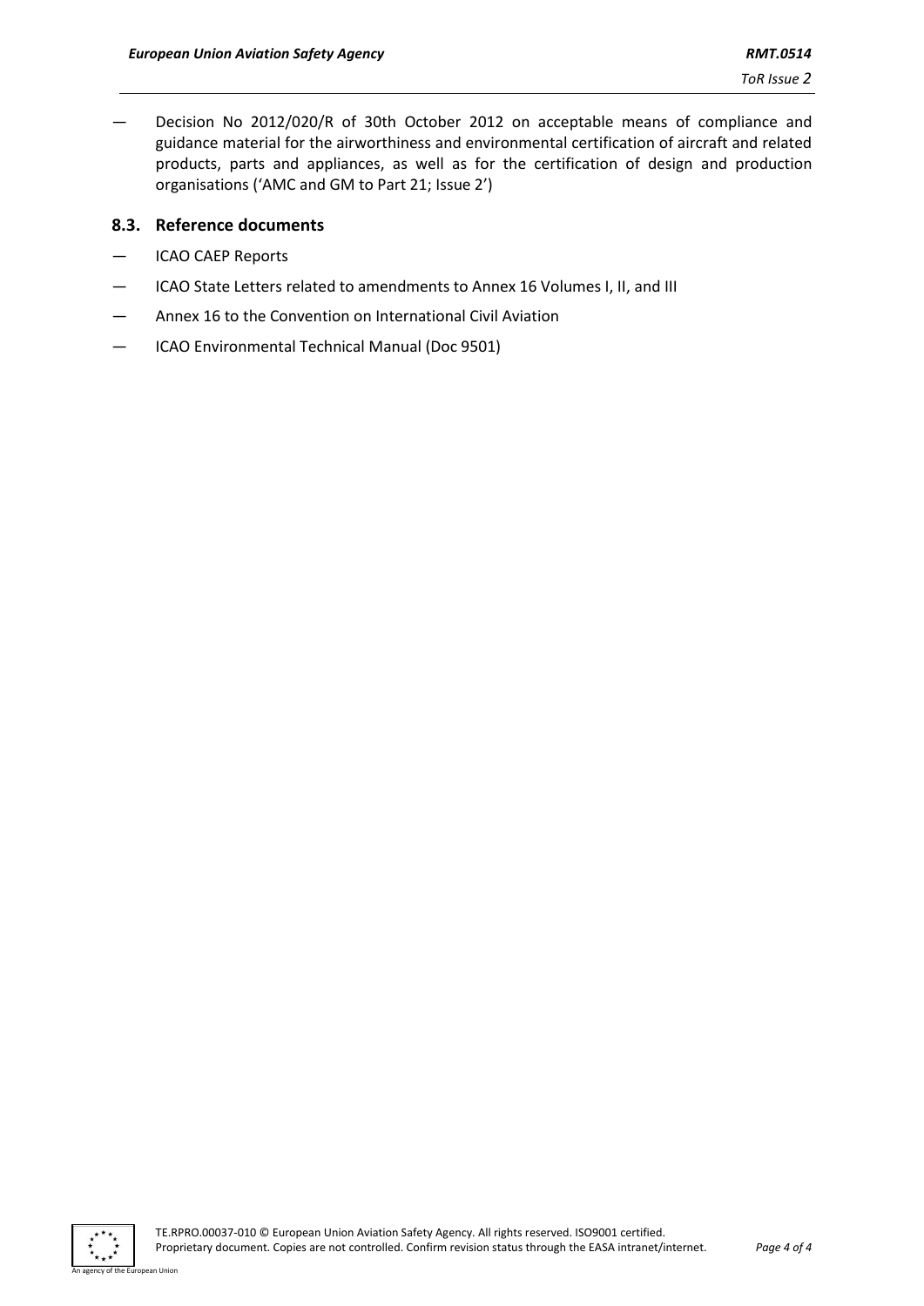— Decision No 2012/020/R of 30th October 2012 on acceptable means of compliance and guidance material for the airworthiness and environmental certification of aircraft and related products, parts and appliances, as well as for the certification of design and production organisations ('AMC and GM to Part 21; Issue 2')

### 8.3. Reference documents

— ICAO CAEP Reports

— ICAO State Letters related to amendments to Annex 16 Volumes I, II, and III

— Annex 16 to the Convention on International Civil Aviation

— ICAO Environmental Technical Manual (Doc 9501)